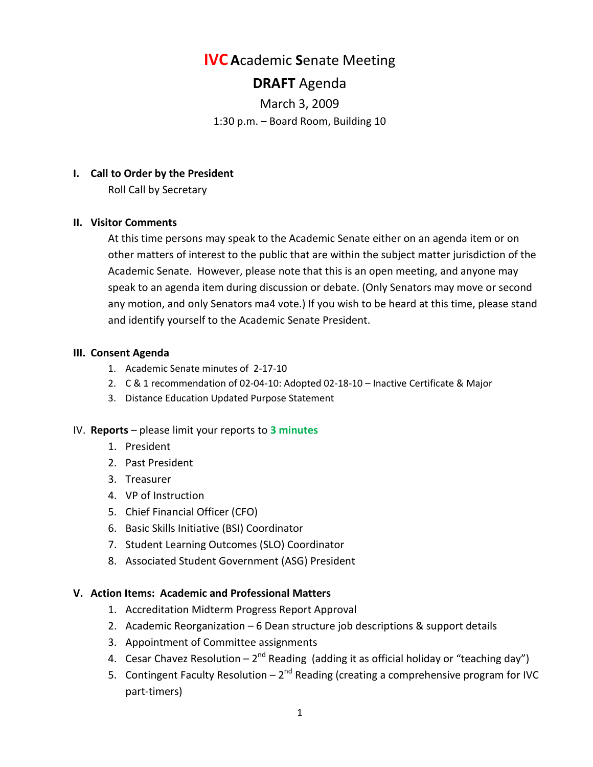# IVC Academic Senate Meeting

## DRAFT Agenda

March 3, 2009

1:30 p.m. – Board Room, Building 10

**I. Call to Order by the President**

Roll Call by Secretary

**II. Visitor Comments**

At this time persons may speak to the Academic Senate either on an agenda item or on other matters of interest to the public that are within the subject matter jurisdiction of the Academic Senate. However, please note that this is an open meeting, and anyone may speak to an agenda item during discussion or debate. (Only Senators may move or second any motion, and only Senators ma4 vote.) If you wish to be heard at this time, please stand and identify yourself to the Academic Senate President.

**III. Consent Agenda**

1. Academic Senate minutes of 2-17-10
2. C & 1 recommendation of 02-04-10: Adopted 02-18-10 – Inactive Certificate & Major
3. Distance Education Updated Purpose Statement

IV. **Reports** – please limit your reports to **3 minutes**

1. President
2. Past President
3. Treasurer
4. VP of Instruction
5. Chief Financial Officer (CFO)
6. Basic Skills Initiative (BSI) Coordinator
7. Student Learning Outcomes (SLO) Coordinator
8. Associated Student Government (ASG) President

**V. Action Items: Academic and Professional Matters**

1. Accreditation Midterm Progress Report Approval
2. Academic Reorganization – 6 Dean structure job descriptions & support details
3. Appointment of Committee assignments
4. Cesar Chavez Resolution – 2nd Reading (adding it as official holiday or "teaching day")
5. Contingent Faculty Resolution – 2nd Reading (creating a comprehensive program for IVC part-timers)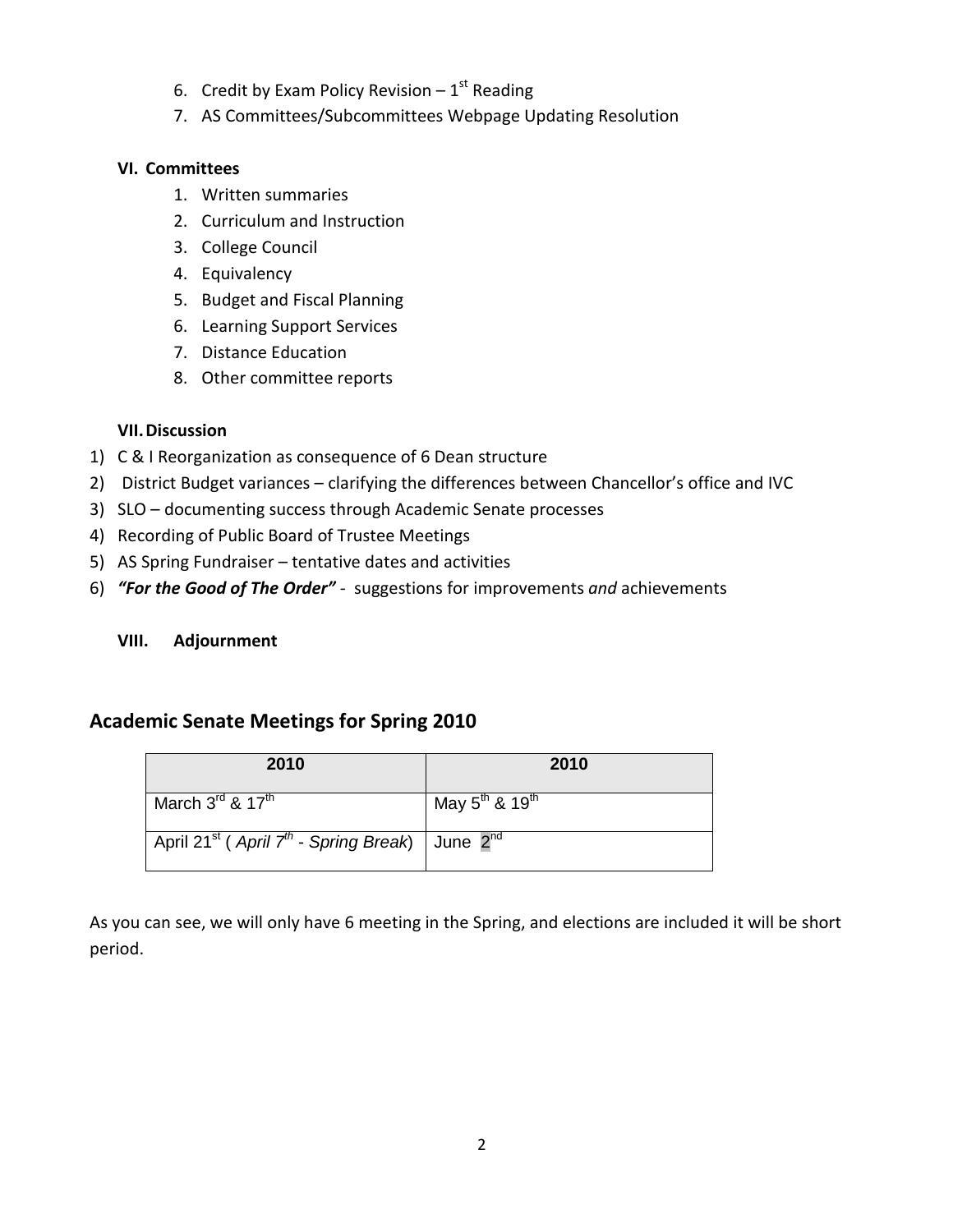6. Credit by Exam Policy Revision – 1st Reading
7. AS Committees/Subcommittees Webpage Updating Resolution

**VI. Committees**

1. Written summaries
2. Curriculum and Instruction
3. College Council
4. Equivalency
5. Budget and Fiscal Planning
6. Learning Support Services
7. Distance Education
8. Other committee reports

**VII. Discussion**

1) C & I Reorganization as consequence of 6 Dean structure
2) District Budget variances – clarifying the differences between Chancellor's office and IVC
3) SLO – documenting success through Academic Senate processes
4) Recording of Public Board of Trustee Meetings
5) AS Spring Fundraiser – tentative dates and activities
6) ***"For the Good of The Order"*** - suggestions for improvements *and* achievements

**VIII. Adjournment**

## Academic Senate Meetings for Spring 2010

| 2010 | 2010 |
|---|---|
| March 3rd & 17th | May 5th & 19th |
| April 21st ( *April 7th - Spring Break*) | June 2nd |

As you can see, we will only have 6 meeting in the Spring, and elections are included it will be short period.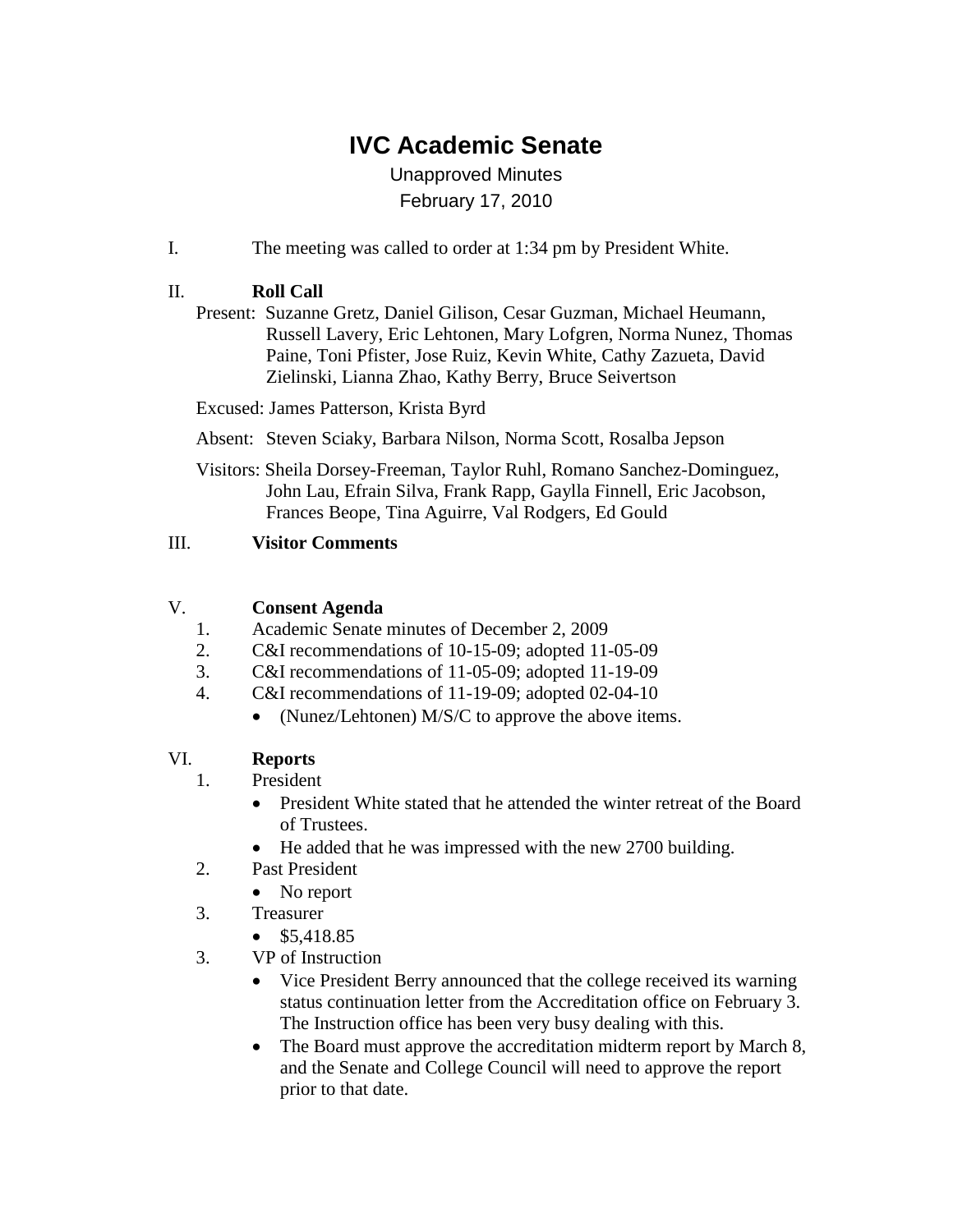# IVC Academic Senate

Unapproved Minutes

February 17, 2010

I. The meeting was called to order at 1:34 pm by President White.

II. **Roll Call**

Present: Suzanne Gretz, Daniel Gilison, Cesar Guzman, Michael Heumann, Russell Lavery, Eric Lehtonen, Mary Lofgren, Norma Nunez, Thomas Paine, Toni Pfister, Jose Ruiz, Kevin White, Cathy Zazueta, David Zielinski, Lianna Zhao, Kathy Berry, Bruce Seivertson

Excused: James Patterson, Krista Byrd

Absent: Steven Sciaky, Barbara Nilson, Norma Scott, Rosalba Jepson

Visitors: Sheila Dorsey-Freeman, Taylor Ruhl, Romano Sanchez-Dominguez, John Lau, Efrain Silva, Frank Rapp, Gaylla Finnell, Eric Jacobson, Frances Beope, Tina Aguirre, Val Rodgers, Ed Gould

III. **Visitor Comments**

V. **Consent Agenda**

1. Academic Senate minutes of December 2, 2009
2. C&I recommendations of 10-15-09; adopted 11-05-09
3. C&I recommendations of 11-05-09; adopted 11-19-09
4. C&I recommendations of 11-19-09; adopted 02-04-10
   - (Nunez/Lehtonen) M/S/C to approve the above items.

VI. **Reports**

1. President
   - President White stated that he attended the winter retreat of the Board of Trustees.
   - He added that he was impressed with the new 2700 building.
2. Past President
   - No report
3. Treasurer
   - $5,418.85
3. VP of Instruction
   - Vice President Berry announced that the college received its warning status continuation letter from the Accreditation office on February 3. The Instruction office has been very busy dealing with this.
   - The Board must approve the accreditation midterm report by March 8, and the Senate and College Council will need to approve the report prior to that date.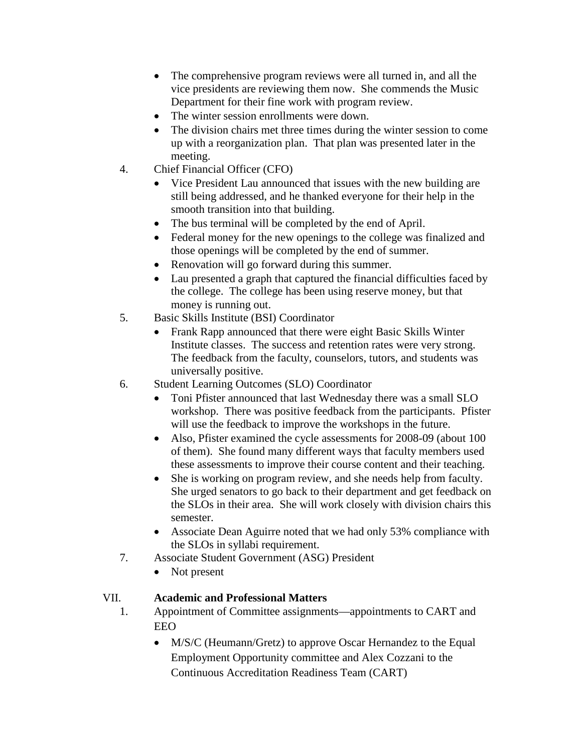- The comprehensive program reviews were all turned in, and all the vice presidents are reviewing them now. She commends the Music Department for their fine work with program review.
- The winter session enrollments were down.
- The division chairs met three times during the winter session to come up with a reorganization plan. That plan was presented later in the meeting.

4. Chief Financial Officer (CFO)
   - Vice President Lau announced that issues with the new building are still being addressed, and he thanked everyone for their help in the smooth transition into that building.
   - The bus terminal will be completed by the end of April.
   - Federal money for the new openings to the college was finalized and those openings will be completed by the end of summer.
   - Renovation will go forward during this summer.
   - Lau presented a graph that captured the financial difficulties faced by the college. The college has been using reserve money, but that money is running out.
5. Basic Skills Institute (BSI) Coordinator
   - Frank Rapp announced that there were eight Basic Skills Winter Institute classes. The success and retention rates were very strong. The feedback from the faculty, counselors, tutors, and students was universally positive.
6. Student Learning Outcomes (SLO) Coordinator
   - Toni Pfister announced that last Wednesday there was a small SLO workshop. There was positive feedback from the participants. Pfister will use the feedback to improve the workshops in the future.
   - Also, Pfister examined the cycle assessments for 2008-09 (about 100 of them). She found many different ways that faculty members used these assessments to improve their course content and their teaching.
   - She is working on program review, and she needs help from faculty. She urged senators to go back to their department and get feedback on the SLOs in their area. She will work closely with division chairs this semester.
   - Associate Dean Aguirre noted that we had only 53% compliance with the SLOs in syllabi requirement.
7. Associate Student Government (ASG) President
   - Not present

## VII. **Academic and Professional Matters**

1. Appointment of Committee assignments—appointments to CART and EEO
   - M/S/C (Heumann/Gretz) to approve Oscar Hernandez to the Equal Employment Opportunity committee and Alex Cozzani to the Continuous Accreditation Readiness Team (CART)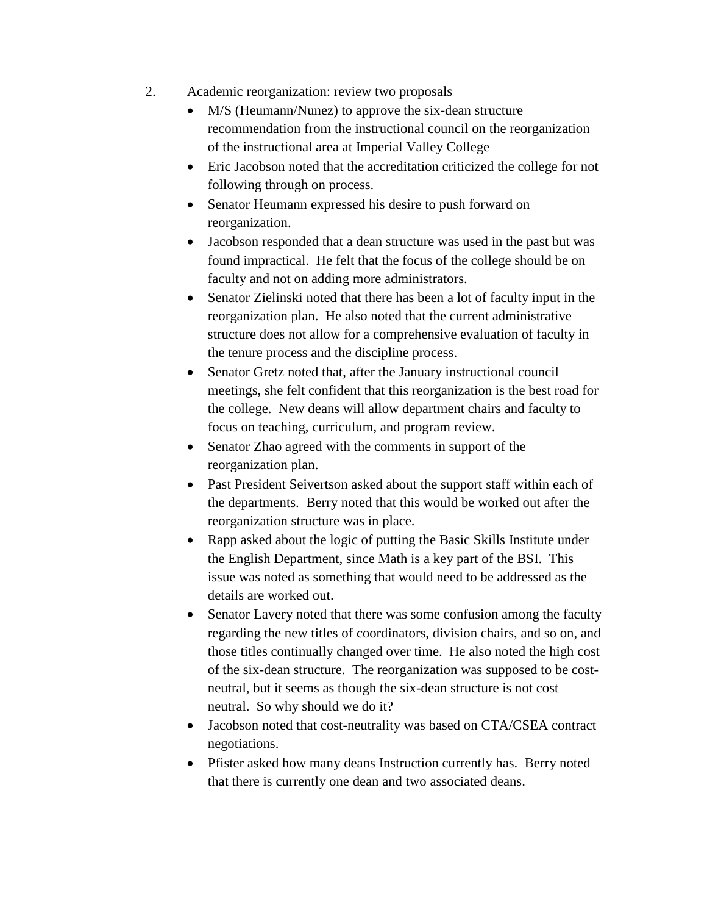2. Academic reorganization: review two proposals
   - M/S (Heumann/Nunez) to approve the six-dean structure recommendation from the instructional council on the reorganization of the instructional area at Imperial Valley College
   - Eric Jacobson noted that the accreditation criticized the college for not following through on process.
   - Senator Heumann expressed his desire to push forward on reorganization.
   - Jacobson responded that a dean structure was used in the past but was found impractical. He felt that the focus of the college should be on faculty and not on adding more administrators.
   - Senator Zielinski noted that there has been a lot of faculty input in the reorganization plan. He also noted that the current administrative structure does not allow for a comprehensive evaluation of faculty in the tenure process and the discipline process.
   - Senator Gretz noted that, after the January instructional council meetings, she felt confident that this reorganization is the best road for the college. New deans will allow department chairs and faculty to focus on teaching, curriculum, and program review.
   - Senator Zhao agreed with the comments in support of the reorganization plan.
   - Past President Seivertson asked about the support staff within each of the departments. Berry noted that this would be worked out after the reorganization structure was in place.
   - Rapp asked about the logic of putting the Basic Skills Institute under the English Department, since Math is a key part of the BSI. This issue was noted as something that would need to be addressed as the details are worked out.
   - Senator Lavery noted that there was some confusion among the faculty regarding the new titles of coordinators, division chairs, and so on, and those titles continually changed over time. He also noted the high cost of the six-dean structure. The reorganization was supposed to be cost-neutral, but it seems as though the six-dean structure is not cost neutral. So why should we do it?
   - Jacobson noted that cost-neutrality was based on CTA/CSEA contract negotiations.
   - Pfister asked how many deans Instruction currently has. Berry noted that there is currently one dean and two associated deans.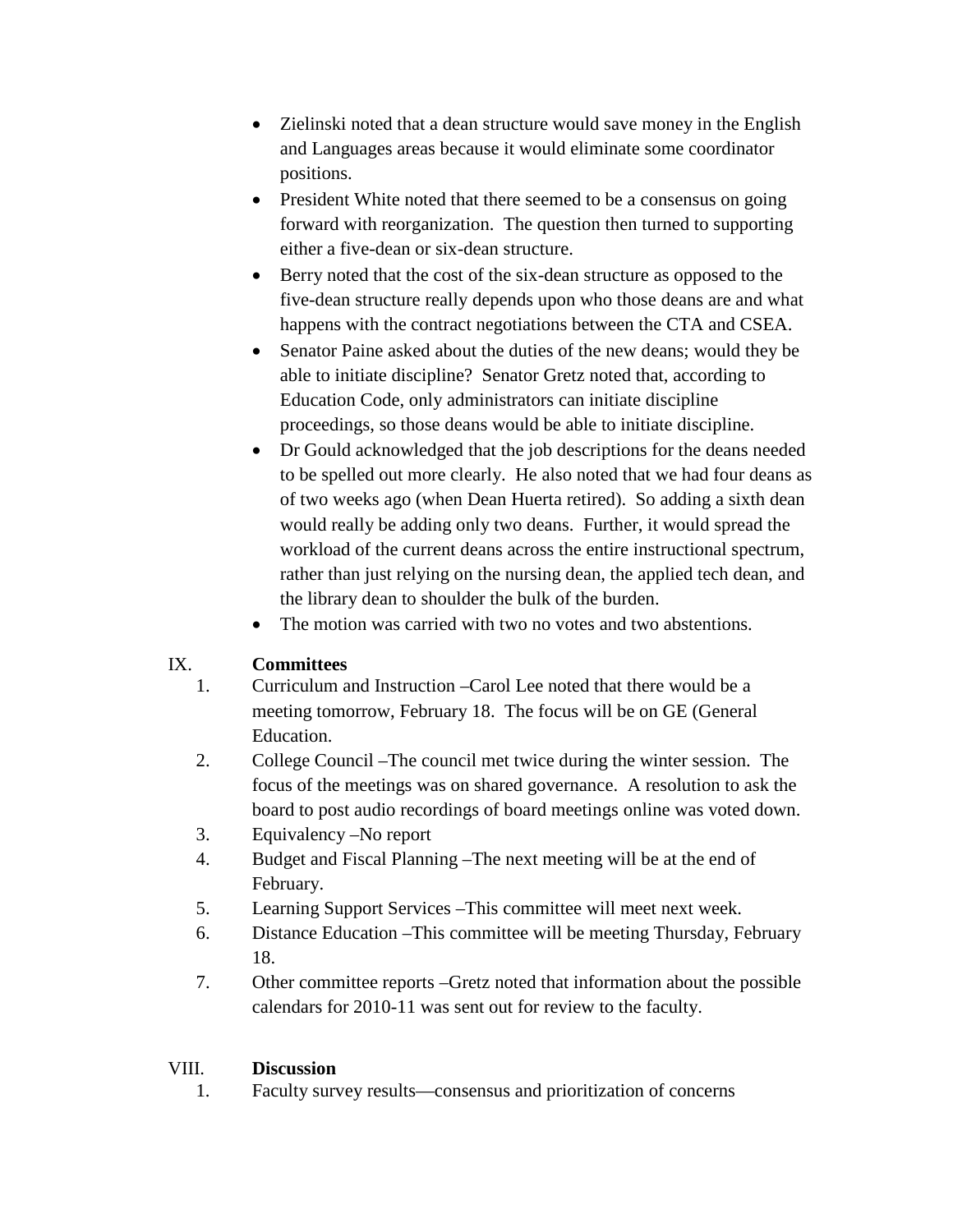- Zielinski noted that a dean structure would save money in the English and Languages areas because it would eliminate some coordinator positions.
- President White noted that there seemed to be a consensus on going forward with reorganization. The question then turned to supporting either a five-dean or six-dean structure.
- Berry noted that the cost of the six-dean structure as opposed to the five-dean structure really depends upon who those deans are and what happens with the contract negotiations between the CTA and CSEA.
- Senator Paine asked about the duties of the new deans; would they be able to initiate discipline? Senator Gretz noted that, according to Education Code, only administrators can initiate discipline proceedings, so those deans would be able to initiate discipline.
- Dr Gould acknowledged that the job descriptions for the deans needed to be spelled out more clearly. He also noted that we had four deans as of two weeks ago (when Dean Huerta retired). So adding a sixth dean would really be adding only two deans. Further, it would spread the workload of the current deans across the entire instructional spectrum, rather than just relying on the nursing dean, the applied tech dean, and the library dean to shoulder the bulk of the burden.
- The motion was carried with two no votes and two abstentions.

## IX. **Committees**

1. Curriculum and Instruction –Carol Lee noted that there would be a meeting tomorrow, February 18. The focus will be on GE (General Education.
2. College Council –The council met twice during the winter session. The focus of the meetings was on shared governance. A resolution to ask the board to post audio recordings of board meetings online was voted down.
3. Equivalency –No report
4. Budget and Fiscal Planning –The next meeting will be at the end of February.
5. Learning Support Services –This committee will meet next week.
6. Distance Education –This committee will be meeting Thursday, February 18.
7. Other committee reports –Gretz noted that information about the possible calendars for 2010-11 was sent out for review to the faculty.

## VIII. **Discussion**

1. Faculty survey results—consensus and prioritization of concerns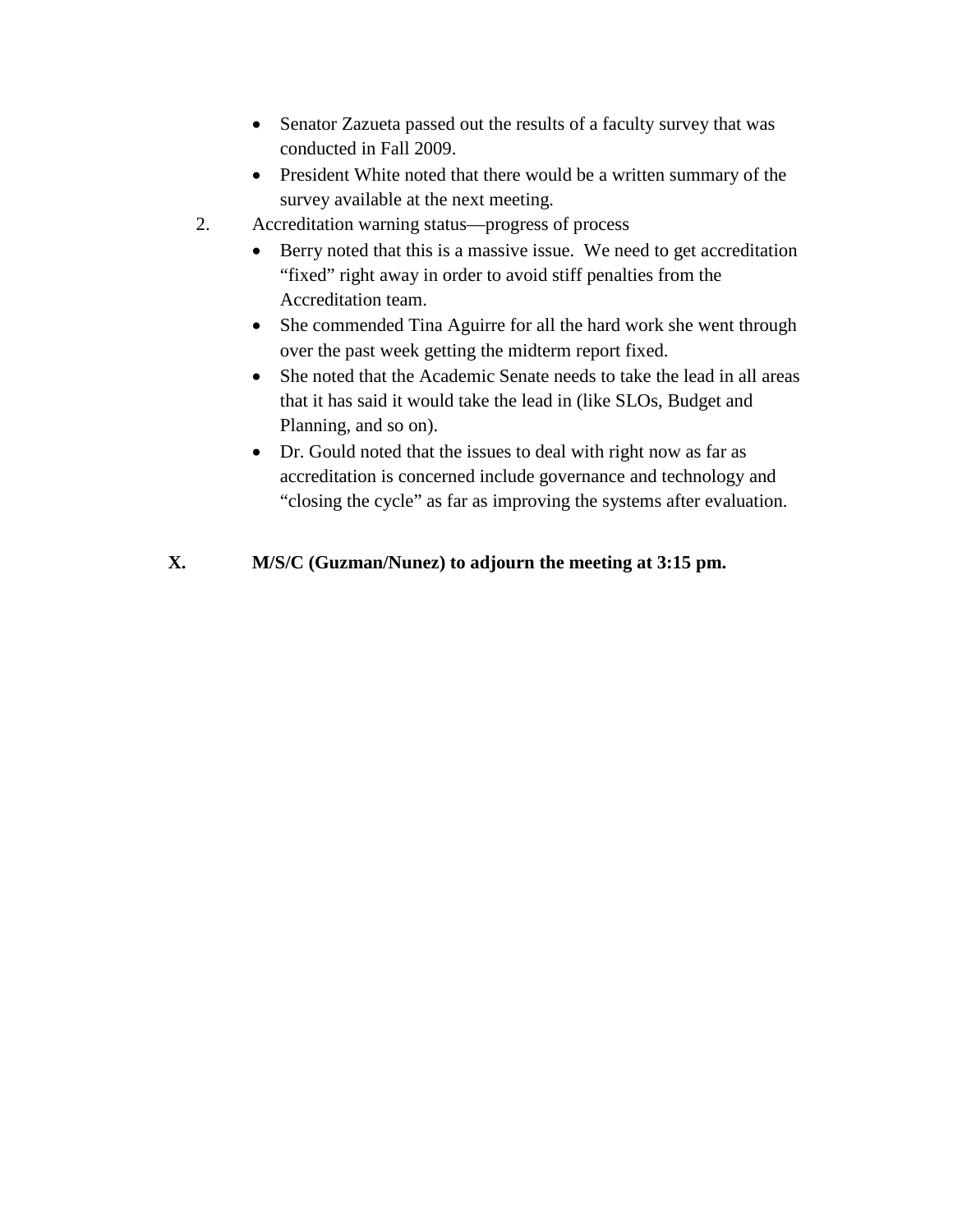- Senator Zazueta passed out the results of a faculty survey that was conducted in Fall 2009.
- President White noted that there would be a written summary of the survey available at the next meeting.

2. Accreditation warning status—progress of process
   - Berry noted that this is a massive issue. We need to get accreditation "fixed" right away in order to avoid stiff penalties from the Accreditation team.
   - She commended Tina Aguirre for all the hard work she went through over the past week getting the midterm report fixed.
   - She noted that the Academic Senate needs to take the lead in all areas that it has said it would take the lead in (like SLOs, Budget and Planning, and so on).
   - Dr. Gould noted that the issues to deal with right now as far as accreditation is concerned include governance and technology and "closing the cycle" as far as improving the systems after evaluation.

**X. M/S/C (Guzman/Nunez) to adjourn the meeting at 3:15 pm.**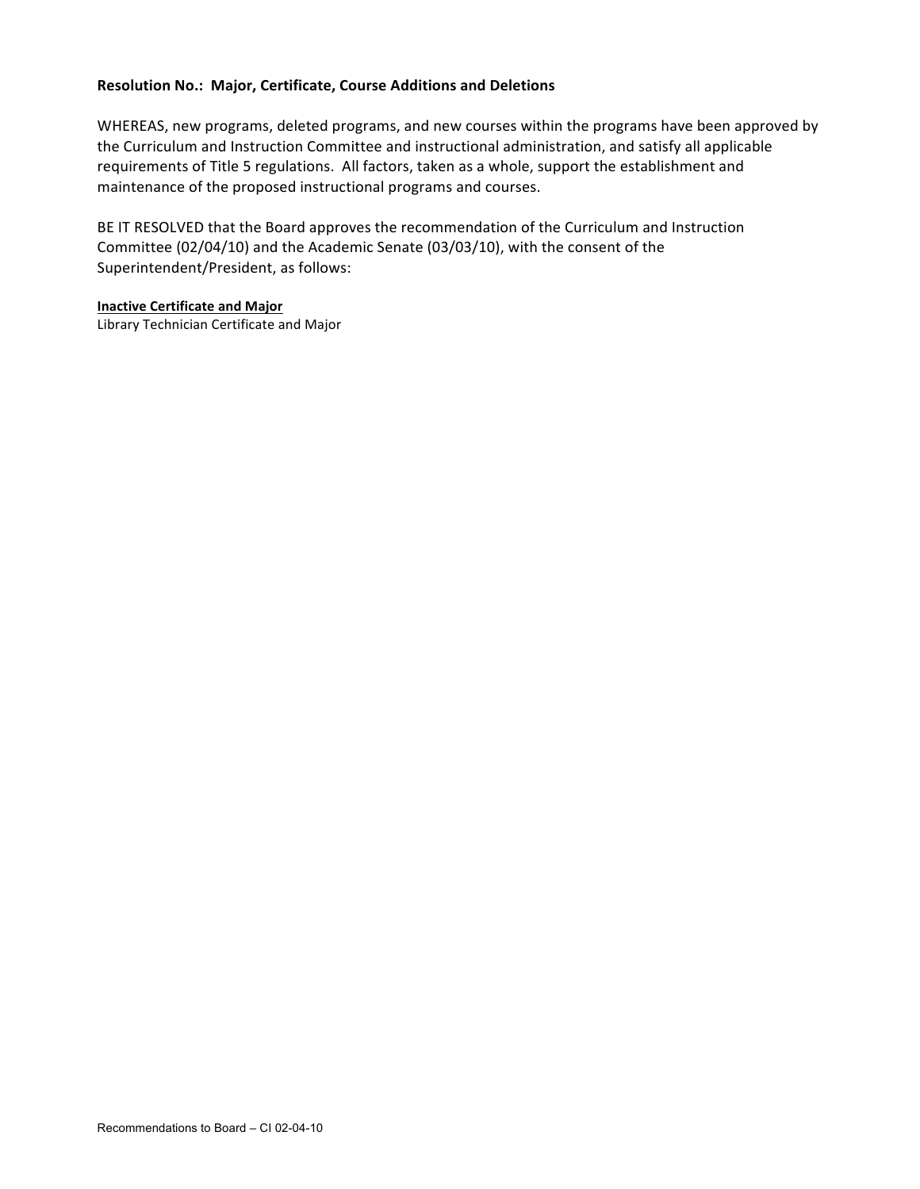**Resolution No.: Major, Certificate, Course Additions and Deletions**

WHEREAS, new programs, deleted programs, and new courses within the programs have been approved by the Curriculum and Instruction Committee and instructional administration, and satisfy all applicable requirements of Title 5 regulations. All factors, taken as a whole, support the establishment and maintenance of the proposed instructional programs and courses.

BE IT RESOLVED that the Board approves the recommendation of the Curriculum and Instruction Committee (02/04/10) and the Academic Senate (03/03/10), with the consent of the Superintendent/President, as follows:

**Inactive Certificate and Major**

Library Technician Certificate and Major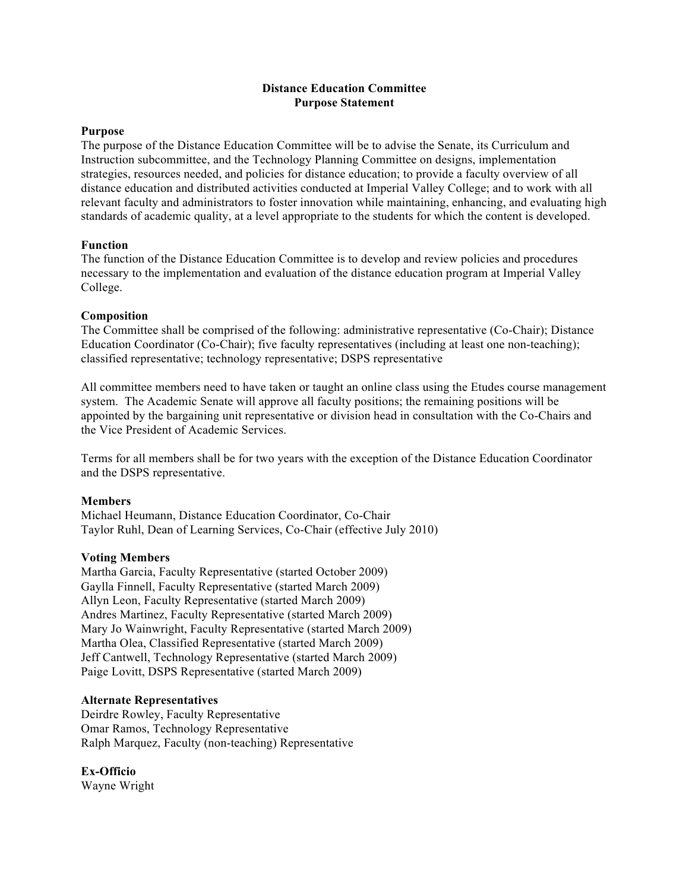# Distance Education Committee
## Purpose Statement

### Purpose

The purpose of the Distance Education Committee will be to advise the Senate, its Curriculum and Instruction subcommittee, and the Technology Planning Committee on designs, implementation strategies, resources needed, and policies for distance education; to provide a faculty overview of all distance education and distributed activities conducted at Imperial Valley College; and to work with all relevant faculty and administrators to foster innovation while maintaining, enhancing, and evaluating high standards of academic quality, at a level appropriate to the students for which the content is developed.

### Function

The function of the Distance Education Committee is to develop and review policies and procedures necessary to the implementation and evaluation of the distance education program at Imperial Valley College.

### Composition

The Committee shall be comprised of the following: administrative representative (Co-Chair); Distance Education Coordinator (Co-Chair); five faculty representatives (including at least one non-teaching); classified representative; technology representative; DSPS representative

All committee members need to have taken or taught an online class using the Etudes course management system. The Academic Senate will approve all faculty positions; the remaining positions will be appointed by the bargaining unit representative or division head in consultation with the Co-Chairs and the Vice President of Academic Services.

Terms for all members shall be for two years with the exception of the Distance Education Coordinator and the DSPS representative.

### Members

Michael Heumann, Distance Education Coordinator, Co-Chair
Taylor Ruhl, Dean of Learning Services, Co-Chair (effective July 2010)

### Voting Members

Martha Garcia, Faculty Representative (started October 2009)
Gaylla Finnell, Faculty Representative (started March 2009)
Allyn Leon, Faculty Representative (started March 2009)
Andres Martinez, Faculty Representative (started March 2009)
Mary Jo Wainwright, Faculty Representative (started March 2009)
Martha Olea, Classified Representative (started March 2009)
Jeff Cantwell, Technology Representative (started March 2009)
Paige Lovitt, DSPS Representative (started March 2009)

### Alternate Representatives

Deirdre Rowley, Faculty Representative
Omar Ramos, Technology Representative
Ralph Marquez, Faculty (non-teaching) Representative

### Ex-Officio

Wayne Wright